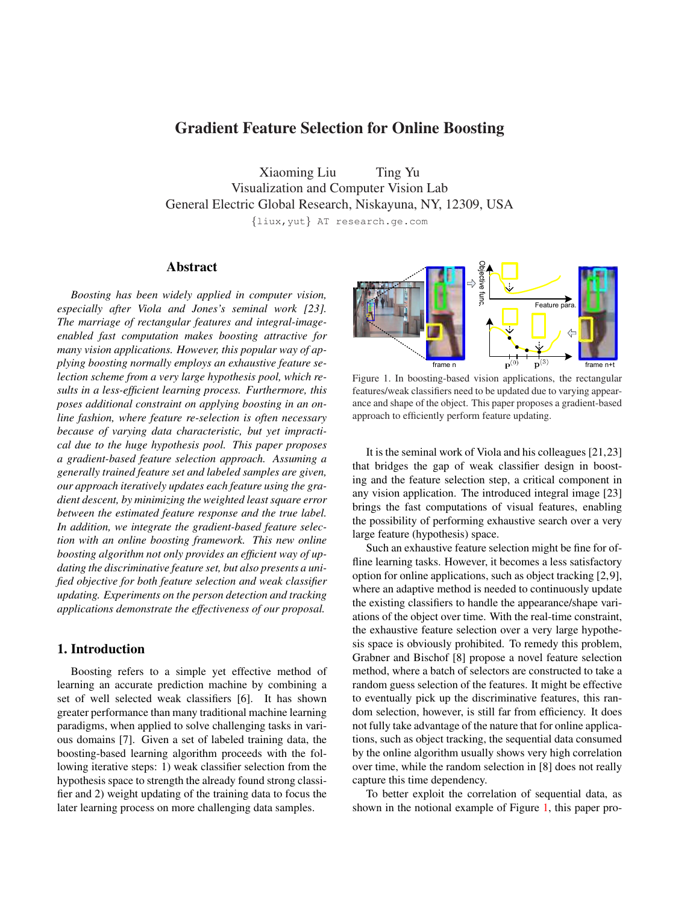# Gradient Feature Selection for Online Boosting

Xiaoming Liu        Ting Yu
Visualization and Computer Vision Lab
General Electric Global Research, Niskayuna, NY, 12309, USA
{liux,yut} AT research.ge.com

## Abstract

*Boosting has been widely applied in computer vision, especially after Viola and Jones's seminal work [23]. The marriage of rectangular features and integral-image-enabled fast computation makes boosting attractive for many vision applications. However, this popular way of applying boosting normally employs an exhaustive feature selection scheme from a very large hypothesis pool, which results in a less-efficient learning process. Furthermore, this poses additional constraint on applying boosting in an online fashion, where feature re-selection is often necessary because of varying data characteristic, but yet impractical due to the huge hypothesis pool. This paper proposes a gradient-based feature selection approach. Assuming a generally trained feature set and labeled samples are given, our approach iteratively updates each feature using the gradient descent, by minimizing the weighted least square error between the estimated feature response and the true label. In addition, we integrate the gradient-based feature selection with an online boosting framework. This new online boosting algorithm not only provides an efficient way of updating the discriminative feature set, but also presents a unified objective for both feature selection and weak classifier updating. Experiments on the person detection and tracking applications demonstrate the effectiveness of our proposal.*

## 1. Introduction

Boosting refers to a simple yet effective method of learning an accurate prediction machine by combining a set of well selected weak classifiers [6]. It has shown greater performance than many traditional machine learning paradigms, when applied to solve challenging tasks in various domains [7]. Given a set of labeled training data, the boosting-based learning algorithm proceeds with the following iterative steps: 1) weak classifier selection from the hypothesis space to strength the already found strong classifier and 2) weight updating of the training data to focus the later learning process on more challenging data samples.

Figure 1. In boosting-based vision applications, the rectangular features/weak classifiers need to be updated due to varying appearance and shape of the object. This paper proposes a gradient-based approach to efficiently perform feature updating.

It is the seminal work of Viola and his colleagues [21,23] that bridges the gap of weak classifier design in boosting and the feature selection step, a critical component in any vision application. The introduced integral image [23] brings the fast computations of visual features, enabling the possibility of performing exhaustive search over a very large feature (hypothesis) space.

Such an exhaustive feature selection might be fine for offline learning tasks. However, it becomes a less satisfactory option for online applications, such as object tracking [2,9], where an adaptive method is needed to continuously update the existing classifiers to handle the appearance/shape variations of the object over time. With the real-time constraint, the exhaustive feature selection over a very large hypothesis space is obviously prohibited. To remedy this problem, Grabner and Bischof [8] propose a novel feature selection method, where a batch of selectors are constructed to take a random guess selection of the features. It might be effective to eventually pick up the discriminative features, this random selection, however, is still far from efficiency. It does not fully take advantage of the nature that for online applications, such as object tracking, the sequential data consumed by the online algorithm usually shows very high correlation over time, while the random selection in [8] does not really capture this time dependency.

To better exploit the correlation of sequential data, as shown in the notional example of Figure 1, this paper pro-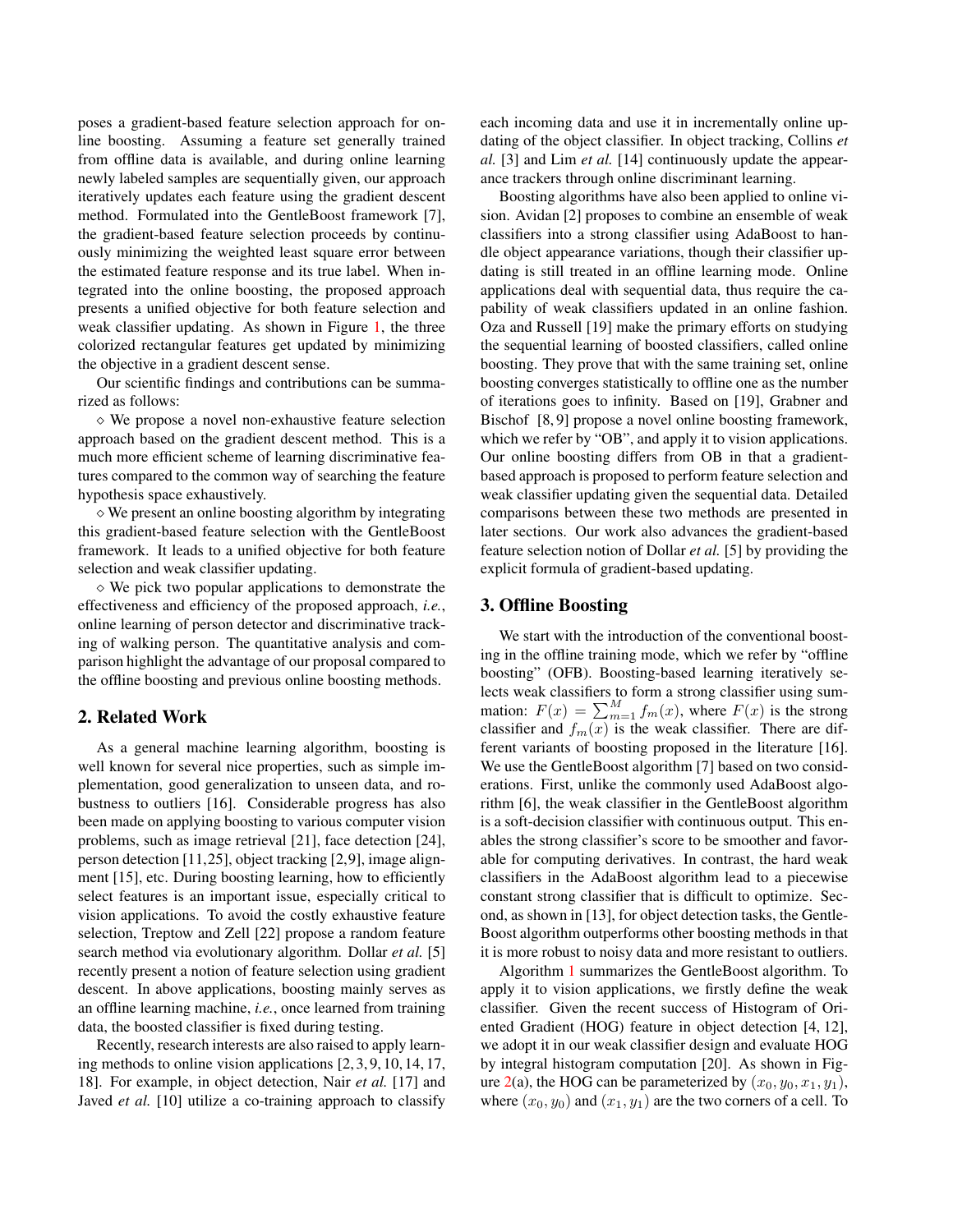poses a gradient-based feature selection approach for online boosting. Assuming a feature set generally trained from offline data is available, and during online learning newly labeled samples are sequentially given, our approach iteratively updates each feature using the gradient descent method. Formulated into the GentleBoost framework [7], the gradient-based feature selection proceeds by continuously minimizing the weighted least square error between the estimated feature response and its true label. When integrated into the online boosting, the proposed approach presents a unified objective for both feature selection and weak classifier updating. As shown in Figure 1, the three colorized rectangular features get updated by minimizing the objective in a gradient descent sense.

Our scientific findings and contributions can be summarized as follows:

⋄ We propose a novel non-exhaustive feature selection approach based on the gradient descent method. This is a much more efficient scheme of learning discriminative features compared to the common way of searching the feature hypothesis space exhaustively.

⋄ We present an online boosting algorithm by integrating this gradient-based feature selection with the GentleBoost framework. It leads to a unified objective for both feature selection and weak classifier updating.

⋄ We pick two popular applications to demonstrate the effectiveness and efficiency of the proposed approach, *i.e.*, online learning of person detector and discriminative tracking of walking person. The quantitative analysis and comparison highlight the advantage of our proposal compared to the offline boosting and previous online boosting methods.

## 2. Related Work

As a general machine learning algorithm, boosting is well known for several nice properties, such as simple implementation, good generalization to unseen data, and robustness to outliers [16]. Considerable progress has also been made on applying boosting to various computer vision problems, such as image retrieval [21], face detection [24], person detection [11,25], object tracking [2,9], image alignment [15], etc. During boosting learning, how to efficiently select features is an important issue, especially critical to vision applications. To avoid the costly exhaustive feature selection, Treptow and Zell [22] propose a random feature search method via evolutionary algorithm. Dollar *et al.* [5] recently present a notion of feature selection using gradient descent. In above applications, boosting mainly serves as an offline learning machine, *i.e.*, once learned from training data, the boosted classifier is fixed during testing.

Recently, research interests are also raised to apply learning methods to online vision applications [2,3,9,10,14,17,18]. For example, in object detection, Nair *et al.* [17] and Javed *et al.* [10] utilize a co-training approach to classify each incoming data and use it in incrementally online updating of the object classifier. In object tracking, Collins *et al.* [3] and Lim *et al.* [14] continuously update the appearance trackers through online discriminant learning.

Boosting algorithms have also been applied to online vision. Avidan [2] proposes to combine an ensemble of weak classifiers into a strong classifier using AdaBoost to handle object appearance variations, though their classifier updating is still treated in an offline learning mode. Online applications deal with sequential data, thus require the capability of weak classifiers updated in an online fashion. Oza and Russell [19] make the primary efforts on studying the sequential learning of boosted classifiers, called online boosting. They prove that with the same training set, online boosting converges statistically to offline one as the number of iterations goes to infinity. Based on [19], Grabner and Bischof [8,9] propose a novel online boosting framework, which we refer by "OB", and apply it to vision applications. Our online boosting differs from OB in that a gradient-based approach is proposed to perform feature selection and weak classifier updating given the sequential data. Detailed comparisons between these two methods are presented in later sections. Our work also advances the gradient-based feature selection notion of Dollar *et al.* [5] by providing the explicit formula of gradient-based updating.

## 3. Offline Boosting

We start with the introduction of the conventional boosting in the offline training mode, which we refer by "offline boosting" (OFB). Boosting-based learning iteratively selects weak classifiers to form a strong classifier using summation: $F(x) = \sum_{m=1}^{M} f_m(x)$, where $F(x)$ is the strong classifier and $f_m(x)$ is the weak classifier. There are different variants of boosting proposed in the literature [16]. We use the GentleBoost algorithm [7] based on two considerations. First, unlike the commonly used AdaBoost algorithm [6], the weak classifier in the GentleBoost algorithm is a soft-decision classifier with continuous output. This enables the strong classifier's score to be smoother and favorable for computing derivatives. In contrast, the hard weak classifiers in the AdaBoost algorithm lead to a piecewise constant strong classifier that is difficult to optimize. Second, as shown in [13], for object detection tasks, the GentleBoost algorithm outperforms other boosting methods in that it is more robust to noisy data and more resistant to outliers.

Algorithm 1 summarizes the GentleBoost algorithm. To apply it to vision applications, we firstly define the weak classifier. Given the recent success of Histogram of Oriented Gradient (HOG) feature in object detection [4, 12], we adopt it in our weak classifier design and evaluate HOG by integral histogram computation [20]. As shown in Figure 2(a), the HOG can be parameterized by $(x_0, y_0, x_1, y_1)$, where $(x_0, y_0)$ and $(x_1, y_1)$ are the two corners of a cell. To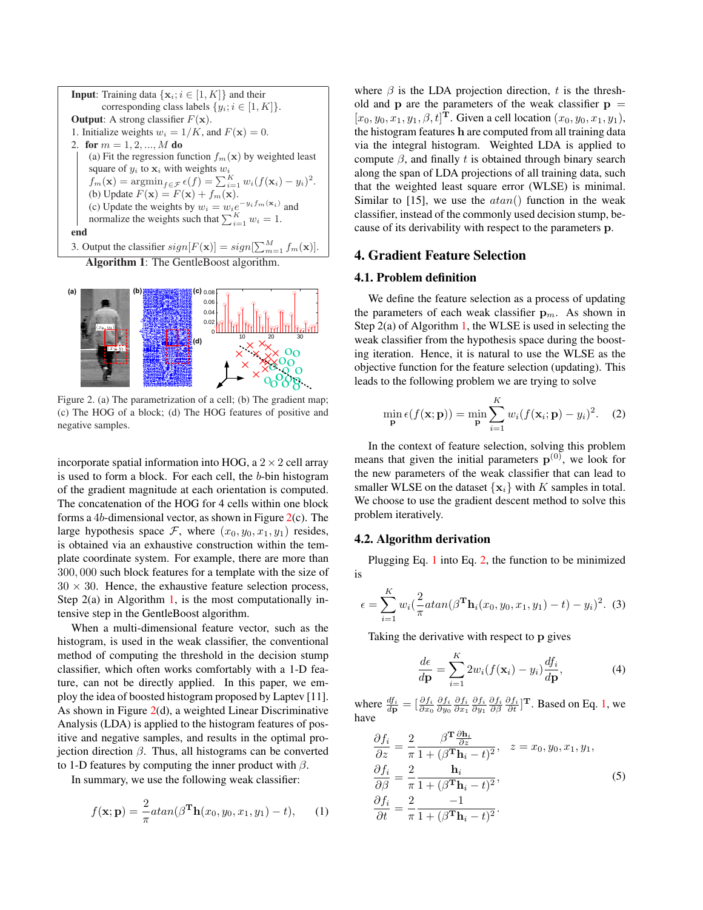**Input**: Training data $\{\mathbf{x}_i; i \in [1, K]\}$ and their corresponding class labels $\{y_i; i \in [1, K]\}$.
**Output**: A strong classifier $F(\mathbf{x})$.
1. Initialize weights $w_i = 1/K$, and $F(\mathbf{x}) = 0$.
2. **for** $m = 1, 2, ..., M$ **do**
   (a) Fit the regression function $f_m(\mathbf{x})$ by weighted least square of $y_i$ to $\mathbf{x}_i$ with weights $w_i$
   $f_m(\mathbf{x}) = \text{argmin}_{f \in \mathcal{F}} \epsilon(f) = \sum_{i=1}^{K} w_i(f(\mathbf{x}_i) - y_i)^2$.
   (b) Update $F(\mathbf{x}) = F(\mathbf{x}) + f_m(\mathbf{x})$.
   (c) Update the weights by $w_i = w_i e^{-y_i f_m(\mathbf{x}_i)}$ and normalize the weights such that $\sum_{i=1}^{K} w_i = 1$.
**end**
3. Output the classifier $sign[F(\mathbf{x})] = sign[\sum_{m=1}^{M} f_m(\mathbf{x})]$.

**Algorithm 1**: The GentleBoost algorithm.

Figure 2. (a) The parametrization of a cell; (b) The gradient map; (c) The HOG of a block; (d) The HOG features of positive and negative samples.

incorporate spatial information into HOG, a $2 \times 2$ cell array is used to form a block. For each cell, the $b$-bin histogram of the gradient magnitude at each orientation is computed. The concatenation of the HOG for 4 cells within one block forms a $4b$-dimensional vector, as shown in Figure 2(c). The large hypothesis space $\mathcal{F}$, where $(x_0, y_0, x_1, y_1)$ resides, is obtained via an exhaustive construction within the template coordinate system. For example, there are more than $300,000$ such block features for a template with the size of $30 \times 30$. Hence, the exhaustive feature selection process, Step 2(a) in Algorithm 1, is the most computationally intensive step in the GentleBoost algorithm.

When a multi-dimensional feature vector, such as the histogram, is used in the weak classifier, the conventional method of computing the threshold in the decision stump classifier, which often works comfortably with a 1-D feature, can not be directly applied. In this paper, we employ the idea of boosted histogram proposed by Laptev [11]. As shown in Figure 2(d), a weighted Linear Discriminative Analysis (LDA) is applied to the histogram features of positive and negative samples, and results in the optimal projection direction $\beta$. Thus, all histograms can be converted to 1-D features by computing the inner product with $\beta$.

In summary, we use the following weak classifier:

$$f(\mathbf{x}; \mathbf{p}) = \frac{2}{\pi} atan(\beta^{\mathbf{T}} \mathbf{h}(x_0, y_0, x_1, y_1) - t), \quad (1)$$

where $\beta$ is the LDA projection direction, $t$ is the threshold and $\mathbf{p}$ are the parameters of the weak classifier $\mathbf{p} = [x_0, y_0, x_1, y_1, \beta, t]^{\mathbf{T}}$. Given a cell location $(x_0, y_0, x_1, y_1)$, the histogram features $\mathbf{h}$ are computed from all training data via the integral histogram. Weighted LDA is applied to compute $\beta$, and finally $t$ is obtained through binary search along the span of LDA projections of all training data, such that the weighted least square error (WLSE) is minimal. Similar to [15], we use the $atan()$ function in the weak classifier, instead of the commonly used decision stump, because of its derivability with respect to the parameters $\mathbf{p}$.

## 4. Gradient Feature Selection

### 4.1. Problem definition

We define the feature selection as a process of updating the parameters of each weak classifier $\mathbf{p}_m$. As shown in Step 2(a) of Algorithm 1, the WLSE is used in selecting the weak classifier from the hypothesis space during the boosting iteration. Hence, it is natural to use the WLSE as the objective function for the feature selection (updating). This leads to the following problem we are trying to solve

$$\min_{\mathbf{p}} \epsilon(f(\mathbf{x}; \mathbf{p})) = \min_{\mathbf{p}} \sum_{i=1}^{K} w_i(f(\mathbf{x}_i; \mathbf{p}) - y_i)^2. \quad (2)$$

In the context of feature selection, solving this problem means that given the initial parameters $\mathbf{p}^{(0)}$, we look for the new parameters of the weak classifier that can lead to smaller WLSE on the dataset $\{\mathbf{x}_i\}$ with $K$ samples in total. We choose to use the gradient descent method to solve this problem iteratively.

### 4.2. Algorithm derivation

Plugging Eq. 1 into Eq. 2, the function to be minimized is

$$\epsilon = \sum_{i=1}^{K} w_i(\frac{2}{\pi} atan(\beta^{\mathbf{T}} \mathbf{h}_i(x_0, y_0, x_1, y_1) - t) - y_i)^2. \quad (3)$$

Taking the derivative with respect to $\mathbf{p}$ gives

$$\frac{d\epsilon}{d\mathbf{p}} = \sum_{i=1}^{K} 2w_i(f(\mathbf{x}_i) - y_i)\frac{df_i}{d\mathbf{p}}, \quad (4)$$

where $\frac{df_i}{d\mathbf{p}} = [\frac{\partial f_i}{\partial x_0} \frac{\partial f_i}{\partial y_0} \frac{\partial f_i}{\partial x_1} \frac{\partial f_i}{\partial y_1} \frac{\partial f_i}{\partial \beta} \frac{\partial f_i}{\partial t}]^{\mathbf{T}}$. Based on Eq. 1, we have

$$\begin{aligned}
\frac{\partial f_i}{\partial z} &= \frac{2}{\pi} \frac{\beta^{\mathbf{T}} \frac{\partial \mathbf{h}_i}{\partial z}}{1 + (\beta^{\mathbf{T}} \mathbf{h}_i - t)^2}, \quad z = x_0, y_0, x_1, y_1, \\
\frac{\partial f_i}{\partial \beta} &= \frac{2}{\pi} \frac{\mathbf{h}_i}{1 + (\beta^{\mathbf{T}} \mathbf{h}_i - t)^2}, \\
\frac{\partial f_i}{\partial t} &= \frac{2}{\pi} \frac{-1}{1 + (\beta^{\mathbf{T}} \mathbf{h}_i - t)^2}.
\end{aligned} \quad (5)$$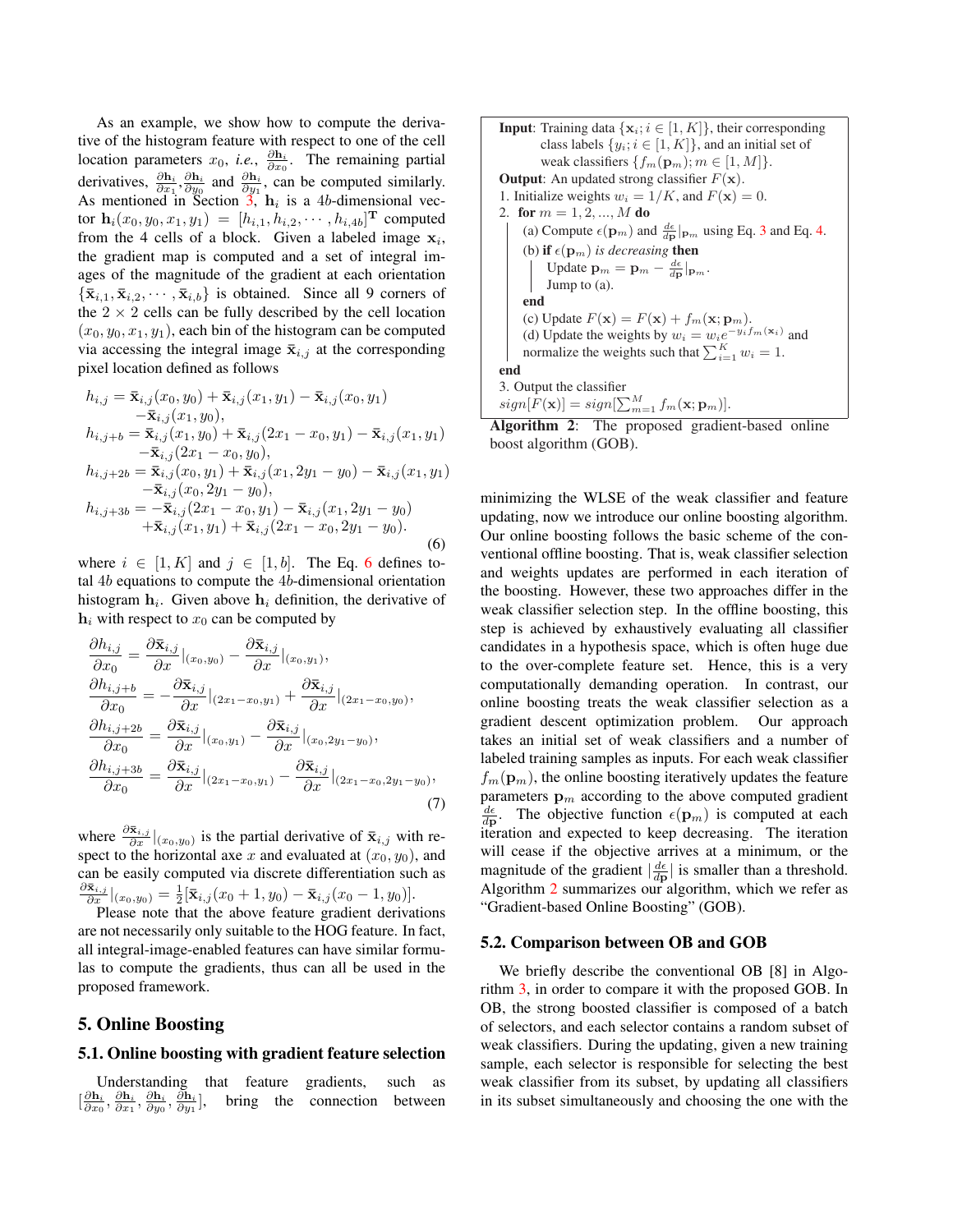As an example, we show how to compute the derivative of the histogram feature with respect to one of the cell location parameters $x_0$, *i.e.*, $\frac{\partial \mathbf{h}_i}{\partial x_0}$. The remaining partial derivatives, $\frac{\partial \mathbf{h}_i}{\partial x_1}$, $\frac{\partial \mathbf{h}_i}{\partial y_0}$ and $\frac{\partial \mathbf{h}_i}{\partial y_1}$, can be computed similarly. As mentioned in Section 3, $\mathbf{h}_i$ is a $4b$-dimensional vector $\mathbf{h}_i(x_0, y_0, x_1, y_1) = [h_{i,1}, h_{i,2}, \cdots, h_{i,4b}]^{\mathbf{T}}$ computed from the 4 cells of a block. Given a labeled image $\mathbf{x}_i$, the gradient map is computed and a set of integral images of the magnitude of the gradient at each orientation $\{\bar{\mathbf{x}}_{i,1}, \bar{\mathbf{x}}_{i,2}, \cdots, \bar{\mathbf{x}}_{i,b}\}$ is obtained. Since all 9 corners of the $2 \times 2$ cells can be fully described by the cell location $(x_0, y_0, x_1, y_1)$, each bin of the histogram can be computed via accessing the integral image $\bar{\mathbf{x}}_{i,j}$ at the corresponding pixel location defined as follows

$$
\begin{aligned}
h_{i,j} &= \bar{\mathbf{x}}_{i,j}(x_0, y_0) + \bar{\mathbf{x}}_{i,j}(x_1, y_1) - \bar{\mathbf{x}}_{i,j}(x_0, y_1) \\
&\quad - \bar{\mathbf{x}}_{i,j}(x_1, y_0), \\
h_{i,j+b} &= \bar{\mathbf{x}}_{i,j}(x_1, y_0) + \bar{\mathbf{x}}_{i,j}(2x_1 - x_0, y_1) - \bar{\mathbf{x}}_{i,j}(x_1, y_1) \\
&\quad - \bar{\mathbf{x}}_{i,j}(2x_1 - x_0, y_0), \\
h_{i,j+2b} &= \bar{\mathbf{x}}_{i,j}(x_0, y_1) + \bar{\mathbf{x}}_{i,j}(x_1, 2y_1 - y_0) - \bar{\mathbf{x}}_{i,j}(x_1, y_1) \\
&\quad - \bar{\mathbf{x}}_{i,j}(x_0, 2y_1 - y_0), \\
h_{i,j+3b} &= -\bar{\mathbf{x}}_{i,j}(2x_1 - x_0, y_1) - \bar{\mathbf{x}}_{i,j}(x_1, 2y_1 - y_0) \\
&\quad + \bar{\mathbf{x}}_{i,j}(x_1, y_1) + \bar{\mathbf{x}}_{i,j}(2x_1 - x_0, 2y_1 - y_0).
\end{aligned} \tag{6}
$$

where $i \in [1, K]$ and $j \in [1, b]$. The Eq. 6 defines total $4b$ equations to compute the $4b$-dimensional orientation histogram $\mathbf{h}_i$. Given above $\mathbf{h}_i$ definition, the derivative of $\mathbf{h}_i$ with respect to $x_0$ can be computed by

$$
\begin{aligned}
\frac{\partial h_{i,j}}{\partial x_0} &= \frac{\partial \bar{\mathbf{x}}_{i,j}}{\partial x}|_{(x_0,y_0)} - \frac{\partial \bar{\mathbf{x}}_{i,j}}{\partial x}|_{(x_0,y_1)}, \\
\frac{\partial h_{i,j+b}}{\partial x_0} &= -\frac{\partial \bar{\mathbf{x}}_{i,j}}{\partial x}|_{(2x_1-x_0,y_1)} + \frac{\partial \bar{\mathbf{x}}_{i,j}}{\partial x}|_{(2x_1-x_0,y_0)}, \\
\frac{\partial h_{i,j+2b}}{\partial x_0} &= \frac{\partial \bar{\mathbf{x}}_{i,j}}{\partial x}|_{(x_0,y_1)} - \frac{\partial \bar{\mathbf{x}}_{i,j}}{\partial x}|_{(x_0,2y_1-y_0)}, \\
\frac{\partial h_{i,j+3b}}{\partial x_0} &= \frac{\partial \bar{\mathbf{x}}_{i,j}}{\partial x}|_{(2x_1-x_0,y_1)} - \frac{\partial \bar{\mathbf{x}}_{i,j}}{\partial x}|_{(2x_1-x_0,2y_1-y_0)},
\end{aligned} \tag{7}
$$

where $\frac{\partial \bar{\mathbf{x}}_{i,j}}{\partial x}|_{(x_0,y_0)}$ is the partial derivative of $\bar{\mathbf{x}}_{i,j}$ with respect to the horizontal axe $x$ and evaluated at $(x_0, y_0)$, and can be easily computed via discrete differentiation such as $\frac{\partial \bar{\mathbf{x}}_{i,j}}{\partial x}|_{(x_0,y_0)} = \frac{1}{2}[\bar{\mathbf{x}}_{i,j}(x_0 + 1, y_0) - \bar{\mathbf{x}}_{i,j}(x_0 - 1, y_0)]$.

Please note that the above feature gradient derivations are not necessarily only suitable to the HOG feature. In fact, all integral-image-enabled features can have similar formulas to compute the gradients, thus can all be used in the proposed framework.

## 5. Online Boosting

### 5.1. Online boosting with gradient feature selection

Understanding that feature gradients, such as $[\frac{\partial \mathbf{h}_i}{\partial x_0}, \frac{\partial \mathbf{h}_i}{\partial x_1}, \frac{\partial \mathbf{h}_i}{\partial y_0}, \frac{\partial \mathbf{h}_i}{\partial y_1}]$, bring the connection between minimizing the WLSE of the weak classifier and feature updating, now we introduce our online boosting algorithm. Our online boosting follows the basic scheme of the conventional offline boosting. That is, weak classifier selection and weights updates are performed in each iteration of the boosting. However, these two approaches differ in the weak classifier selection step. In the offline boosting, this step is achieved by exhaustively evaluating all classifier candidates in a hypothesis space, which is often huge due to the over-complete feature set. Hence, this is a very computationally demanding operation. In contrast, our online boosting treats the weak classifier selection as a gradient descent optimization problem. Our approach takes an initial set of weak classifiers and a number of labeled training samples as inputs. For each weak classifier $f_m(\mathbf{p}_m)$, the online boosting iteratively updates the feature parameters $\mathbf{p}_m$ according to the above computed gradient $\frac{d\epsilon}{d\mathbf{p}}$. The objective function $\epsilon(\mathbf{p}_m)$ is computed at each iteration and expected to keep decreasing. The iteration will cease if the objective arrives at a minimum, or the magnitude of the gradient $|\frac{d\epsilon}{d\mathbf{p}}|$ is smaller than a threshold. Algorithm 2 summarizes our algorithm, which we refer as "Gradient-based Online Boosting" (GOB).

**Input**: Training data $\{\mathbf{x}_i; i \in [1, K]\}$, their corresponding class labels $\{y_i; i \in [1, K]\}$, and an initial set of weak classifiers $\{f_m(\mathbf{p}_m); m \in [1, M]\}$.
**Output**: An updated strong classifier $F(\mathbf{x})$.
1. Initialize weights $w_i = 1/K$, and $F(\mathbf{x}) = 0$.
2. **for** $m = 1, 2, ..., M$ **do**
    (a) Compute $\epsilon(\mathbf{p}_m)$ and $\frac{d\epsilon}{d\mathbf{p}}|_{\mathbf{p}_m}$ using Eq. 3 and Eq. 4.
    (b) **if** $\epsilon(\mathbf{p}_m)$ *is decreasing* **then**
        Update $\mathbf{p}_m = \mathbf{p}_m - \frac{d\epsilon}{d\mathbf{p}}|_{\mathbf{p}_m}$.
        Jump to (a).
    **end**
    (c) Update $F(\mathbf{x}) = F(\mathbf{x}) + f_m(\mathbf{x}; \mathbf{p}_m)$.
    (d) Update the weights by $w_i = w_i e^{-y_i f_m(\mathbf{x}_i)}$ and normalize the weights such that $\sum_{i=1}^{K} w_i = 1$.
**end**
3. Output the classifier $sign[F(\mathbf{x})] = sign[\sum_{m=1}^{M} f_m(\mathbf{x}; \mathbf{p}_m)]$.

**Algorithm 2**: The proposed gradient-based online boost algorithm (GOB).

### 5.2. Comparison between OB and GOB

We briefly describe the conventional OB [8] in Algorithm 3, in order to compare it with the proposed GOB. In OB, the strong boosted classifier is composed of a batch of selectors, and each selector contains a random subset of weak classifiers. During the updating, given a new training sample, each selector is responsible for selecting the best weak classifier from its subset, by updating all classifiers in its subset simultaneously and choosing the one with the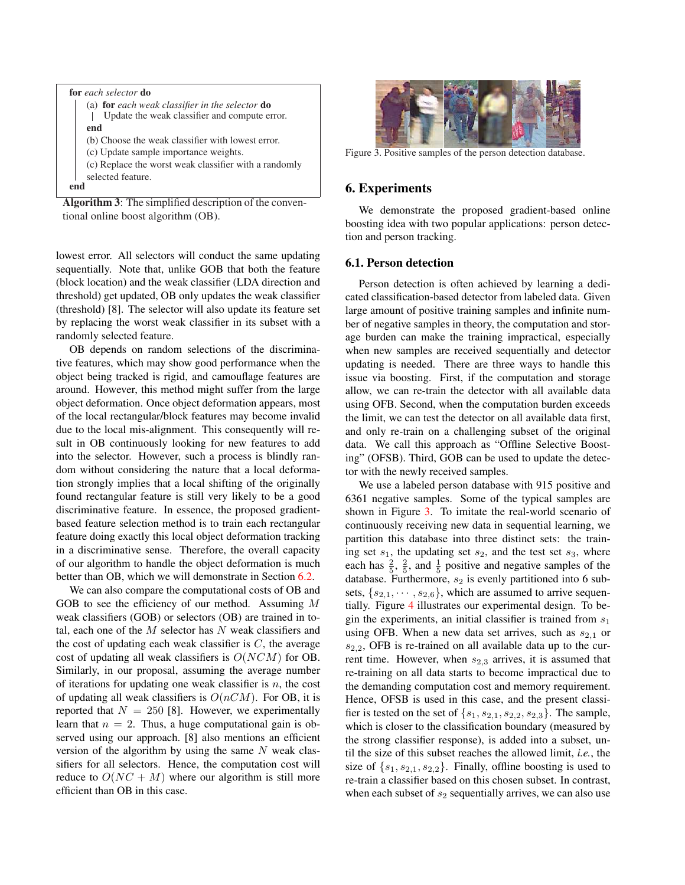```
for each selector do
    (a) for each weak classifier in the selector do
        | Update the weak classifier and compute error.
    end
    (b) Choose the weak classifier with lowest error.
    (c) Update sample importance weights.
    (c) Replace the worst weak classifier with a randomly
    selected feature.
end
```

**Algorithm 3**: The simplified description of the conventional online boost algorithm (OB).

lowest error. All selectors will conduct the same updating sequentially. Note that, unlike GOB that both the feature (block location) and the weak classifier (LDA direction and threshold) get updated, OB only updates the weak classifier (threshold) [8]. The selector will also update its feature set by replacing the worst weak classifier in its subset with a randomly selected feature.

OB depends on random selections of the discriminative features, which may show good performance when the object being tracked is rigid, and camouflage features are around. However, this method might suffer from the large object deformation. Once object deformation appears, most of the local rectangular/block features may become invalid due to the local mis-alignment. This consequently will result in OB continuously looking for new features to add into the selector. However, such a process is blindly random without considering the nature that a local deformation strongly implies that a local shifting of the originally found rectangular feature is still very likely to be a good discriminative feature. In essence, the proposed gradient-based feature selection method is to train each rectangular feature doing exactly this local object deformation tracking in a discriminative sense. Therefore, the overall capacity of our algorithm to handle the object deformation is much better than OB, which we will demonstrate in Section 6.2.

We can also compare the computational costs of OB and GOB to see the efficiency of our method. Assuming $M$ weak classifiers (GOB) or selectors (OB) are trained in total, each one of the $M$ selector has $N$ weak classifiers and the cost of updating each weak classifier is $C$, the average cost of updating all weak classifiers is $O(NCM)$ for OB. Similarly, in our proposal, assuming the average number of iterations for updating one weak classifier is $n$, the cost of updating all weak classifiers is $O(nCM)$. For OB, it is reported that $N = 250$ [8]. However, we experimentally learn that $n = 2$. Thus, a huge computational gain is observed using our approach. [8] also mentions an efficient version of the algorithm by using the same $N$ weak classifiers for all selectors. Hence, the computation cost will reduce to $O(NC + M)$ where our algorithm is still more efficient than OB in this case.

Figure 3. Positive samples of the person detection database.

## 6. Experiments

We demonstrate the proposed gradient-based online boosting idea with two popular applications: person detection and person tracking.

### 6.1. Person detection

Person detection is often achieved by learning a dedicated classification-based detector from labeled data. Given large amount of positive training samples and infinite number of negative samples in theory, the computation and storage burden can make the training impractical, especially when new samples are received sequentially and detector updating is needed. There are three ways to handle this issue via boosting. First, if the computation and storage allow, we can re-train the detector with all available data using OFB. Second, when the computation burden exceeds the limit, we can test the detector on all available data first, and only re-train on a challenging subset of the original data. We call this approach as "Offline Selective Boosting" (OFSB). Third, GOB can be used to update the detector with the newly received samples.

We use a labeled person database with 915 positive and 6361 negative samples. Some of the typical samples are shown in Figure 3. To imitate the real-world scenario of continuously receiving new data in sequential learning, we partition this database into three distinct sets: the training set $s_1$, the updating set $s_2$, and the test set $s_3$, where each has $\frac{2}{5}$, $\frac{2}{5}$, and $\frac{1}{5}$ positive and negative samples of the database. Furthermore, $s_2$ is evenly partitioned into 6 subsets, $\{s_{2,1}, \cdots, s_{2,6}\}$, which are assumed to arrive sequentially. Figure 4 illustrates our experimental design. To begin the experiments, an initial classifier is trained from $s_1$ using OFB. When a new data set arrives, such as $s_{2,1}$ or $s_{2,2}$, OFB is re-trained on all available data up to the current time. However, when $s_{2,3}$ arrives, it is assumed that re-training on all data starts to become impractical due to the demanding computation cost and memory requirement. Hence, OFSB is used in this case, and the present classifier is tested on the set of $\{s_1, s_{2,1}, s_{2,2}, s_{2,3}\}$. The sample, which is closer to the classification boundary (measured by the strong classifier response), is added into a subset, until the size of this subset reaches the allowed limit, *i.e.*, the size of $\{s_1, s_{2,1}, s_{2,2}\}$. Finally, offline boosting is used to re-train a classifier based on this chosen subset. In contrast, when each subset of $s_2$ sequentially arrives, we can also use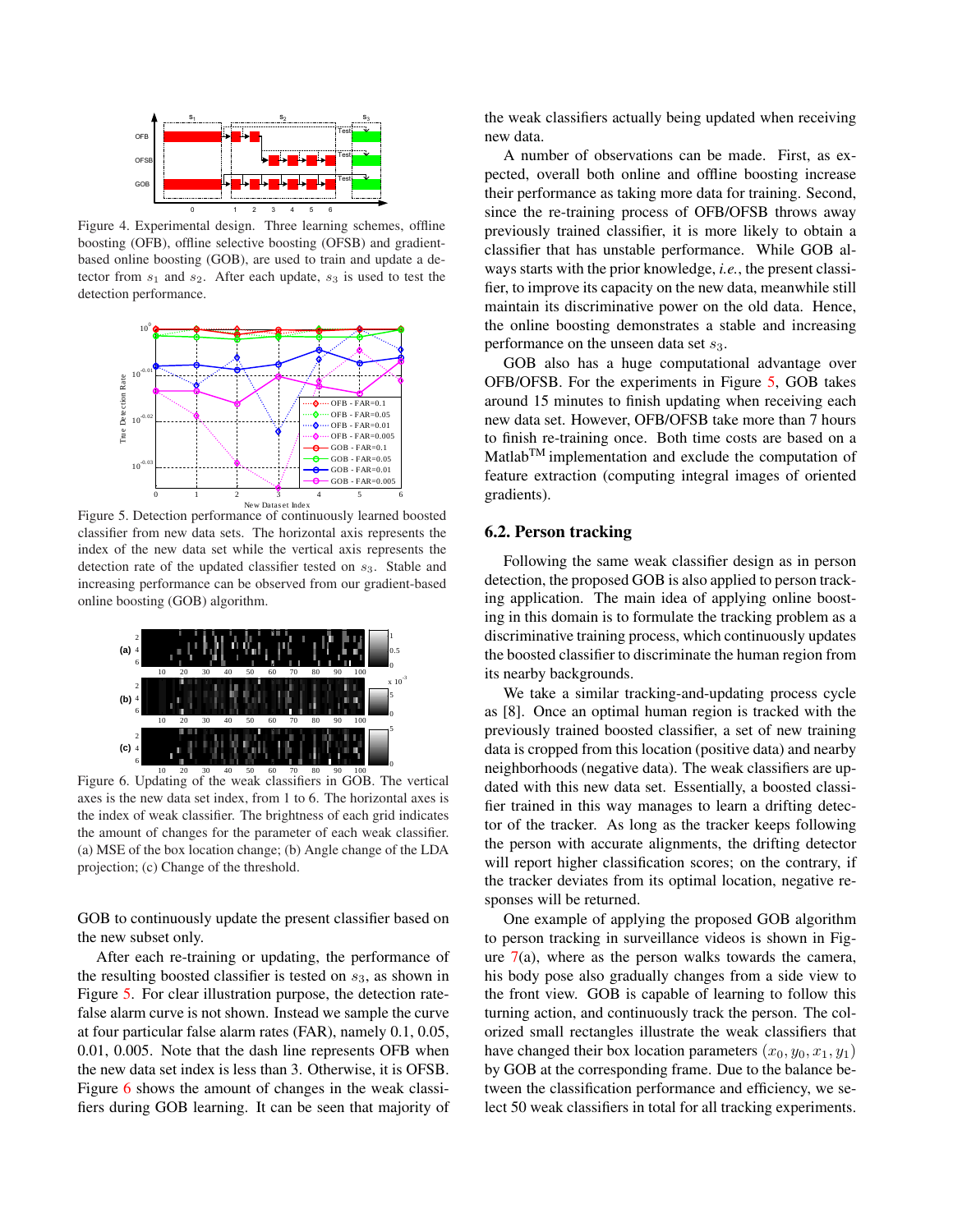OFB

OFSB

GOB

$s_1$ $s_2$ $s_3$

Test

0 1 2 3 4 5 6

Figure 4. Experimental design. Three learning schemes, offline boosting (OFB), offline selective boosting (OFSB) and gradient-based online boosting (GOB), are used to train and update a detector from $s_1$ and $s_2$. After each update, $s_3$ is used to test the detection performance.

True Detection Rate

$10^0$

$10^{-0.01}$

$10^{-0.02}$

$10^{-0.03}$

New Dataset Index

0 1 2 3 4 5 6

OFB - FAR=0.1
OFB - FAR=0.05
OFB - FAR=0.01
OFB - FAR=0.005
GOB - FAR=0.1
GOB - FAR=0.05
GOB - FAR=0.01
GOB - FAR=0.005

Figure 5. Detection performance of continuously learned boosted classifier from new data sets. The horizontal axis represents the index of the new data set while the vertical axis represents the detection rate of the updated classifier tested on $s_3$. Stable and increasing performance can be observed from our gradient-based online boosting (GOB) algorithm.

(a) (b) (c)

10 20 30 40 50 60 70 80 90 100

1 0.5 0 x $10^{-3}$ 5 0 5 0

Figure 6. Updating of the weak classifiers in GOB. The vertical axes is the new data set index, from 1 to 6. The horizontal axes is the index of weak classifier. The brightness of each grid indicates the amount of changes for the parameter of each weak classifier. (a) MSE of the box location change; (b) Angle change of the LDA projection; (c) Change of the threshold.

GOB to continuously update the present classifier based on the new subset only.

After each re-training or updating, the performance of the resulting boosted classifier is tested on $s_3$, as shown in Figure 5. For clear illustration purpose, the detection rate-false alarm curve is not shown. Instead we sample the curve at four particular false alarm rates (FAR), namely 0.1, 0.05, 0.01, 0.005. Note that the dash line represents OFB when the new data set index is less than 3. Otherwise, it is OFSB. Figure 6 shows the amount of changes in the weak classifiers during GOB learning. It can be seen that majority of the weak classifiers actually being updated when receiving new data.

A number of observations can be made. First, as expected, overall both online and offline boosting increase their performance as taking more data for training. Second, since the re-training process of OFB/OFSB throws away previously trained classifier, it is more likely to obtain a classifier that has unstable performance. While GOB always starts with the prior knowledge, *i.e.*, the present classifier, to improve its capacity on the new data, meanwhile still maintain its discriminative power on the old data. Hence, the online boosting demonstrates a stable and increasing performance on the unseen data set $s_3$.

GOB also has a huge computational advantage over OFB/OFSB. For the experiments in Figure 5, GOB takes around 15 minutes to finish updating when receiving each new data set. However, OFB/OFSB take more than 7 hours to finish re-training once. Both time costs are based on a Matlab™ implementation and exclude the computation of feature extraction (computing integral images of oriented gradients).

## 6.2. Person tracking

Following the same weak classifier design as in person detection, the proposed GOB is also applied to person tracking application. The main idea of applying online boosting in this domain is to formulate the tracking problem as a discriminative training process, which continuously updates the boosted classifier to discriminate the human region from its nearby backgrounds.

We take a similar tracking-and-updating process cycle as [8]. Once an optimal human region is tracked with the previously trained boosted classifier, a set of new training data is cropped from this location (positive data) and nearby neighborhoods (negative data). The weak classifiers are updated with this new data set. Essentially, a boosted classifier trained in this way manages to learn a drifting detector of the tracker. As long as the tracker keeps following the person with accurate alignments, the drifting detector will report higher classification scores; on the contrary, if the tracker deviates from its optimal location, negative responses will be returned.

One example of applying the proposed GOB algorithm to person tracking in surveillance videos is shown in Figure 7(a), where as the person walks towards the camera, his body pose also gradually changes from a side view to the front view. GOB is capable of learning to follow this turning action, and continuously track the person. The colorized small rectangles illustrate the weak classifiers that have changed their box location parameters $(x_0, y_0, x_1, y_1)$ by GOB at the corresponding frame. Due to the balance between the classification performance and efficiency, we select 50 weak classifiers in total for all tracking experiments.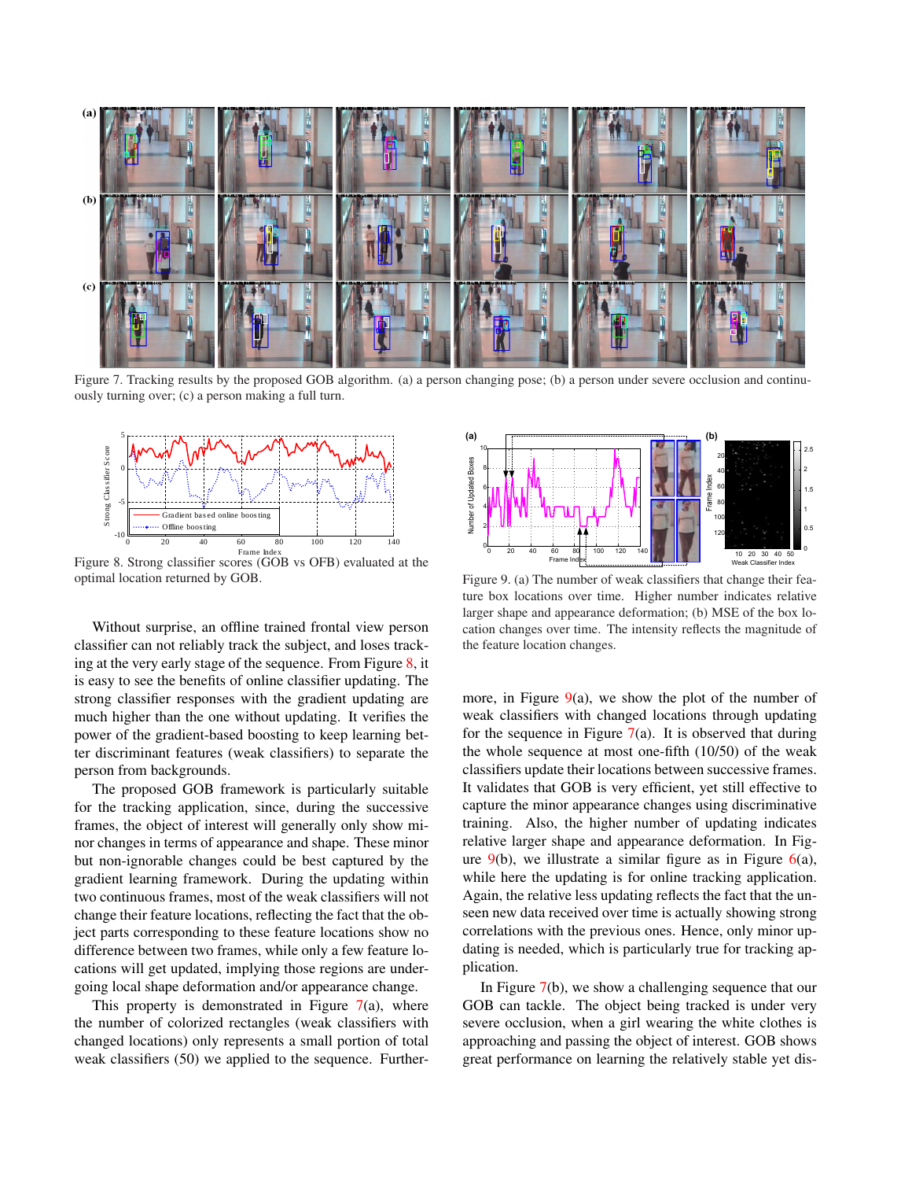Figure 7. Tracking results by the proposed GOB algorithm. (a) a person changing pose; (b) a person under severe occlusion and continuously turning over; (c) a person making a full turn.

Figure 8. Strong classifier scores (GOB vs OFB) evaluated at the optimal location returned by GOB.

Without surprise, an offline trained frontal view person classifier can not reliably track the subject, and loses tracking at the very early stage of the sequence. From Figure 8, it is easy to see the benefits of online classifier updating. The strong classifier responses with the gradient updating are much higher than the one without updating. It verifies the power of the gradient-based boosting to keep learning better discriminant features (weak classifiers) to separate the person from backgrounds.

The proposed GOB framework is particularly suitable for the tracking application, since, during the successive frames, the object of interest will generally only show minor changes in terms of appearance and shape. These minor but non-ignorable changes could be best captured by the gradient learning framework. During the updating within two continuous frames, most of the weak classifiers will not change their feature locations, reflecting the fact that the object parts corresponding to these feature locations show no difference between two frames, while only a few feature locations will get updated, implying those regions are undergoing local shape deformation and/or appearance change.

This property is demonstrated in Figure 7(a), where the number of colorized rectangles (weak classifiers with changed locations) only represents a small portion of total weak classifiers (50) we applied to the sequence. Furthermore, in Figure 9(a), we show the plot of the number of weak classifiers with changed locations through updating for the sequence in Figure 7(a). It is observed that during the whole sequence at most one-fifth (10/50) of the weak classifiers update their locations between successive frames. It validates that GOB is very efficient, yet still effective to capture the minor appearance changes using discriminative training. Also, the higher number of updating indicates relative larger shape and appearance deformation. In Figure 9(b), we illustrate a similar figure as in Figure 6(a), while here the updating is for online tracking application. Again, the relative less updating reflects the fact that the unseen new data received over time is actually showing strong correlations with the previous ones. Hence, only minor updating is needed, which is particularly true for tracking application.

Figure 9. (a) The number of weak classifiers that change their feature box locations over time. Higher number indicates relative larger shape and appearance deformation; (b) MSE of the box location changes over time. The intensity reflects the magnitude of the feature location changes.

In Figure 7(b), we show a challenging sequence that our GOB can tackle. The object being tracked is under very severe occlusion, when a girl wearing the white clothes is approaching and passing the object of interest. GOB shows great performance on learning the relatively stable yet dis-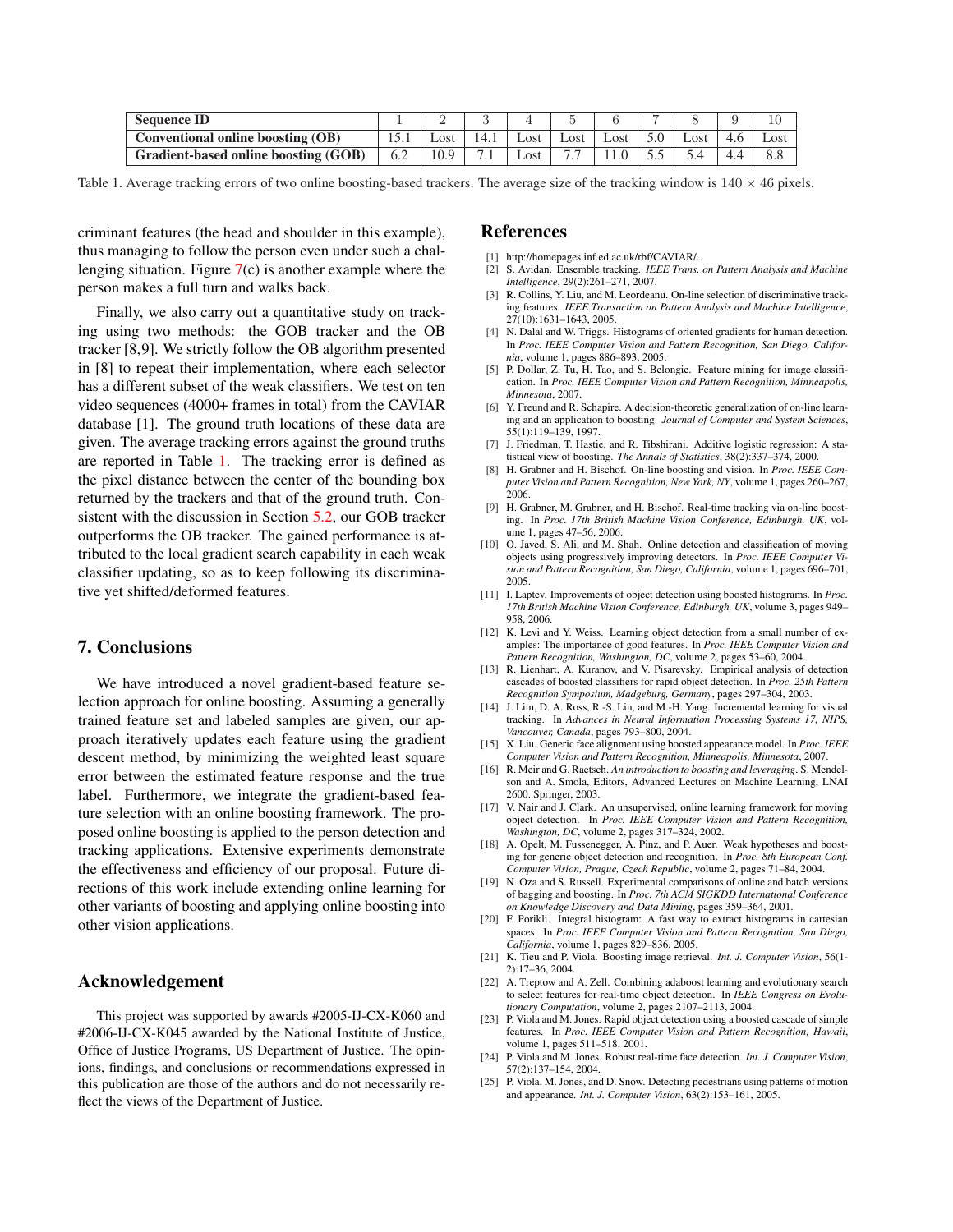| Sequence ID | 1 | 2 | 3 | 4 | 5 | 6 | 7 | 8 | 9 | 10 |
|---|---|---|---|---|---|---|---|---|---|---|
| **Conventional online boosting (OB)** | 15.1 | Lost | 14.1 | Lost | Lost | Lost | 5.0 | Lost | 4.6 | Lost |
| **Gradient-based online boosting (GOB)** | 6.2 | 10.9 | 7.1 | Lost | 7.7 | 11.0 | 5.5 | 5.4 | 4.4 | 8.8 |

Table 1. Average tracking errors of two online boosting-based trackers. The average size of the tracking window is $140 \times 46$ pixels.

criminant features (the head and shoulder in this example), thus managing to follow the person even under such a challenging situation. Figure 7(c) is another example where the person makes a full turn and walks back.

Finally, we also carry out a quantitative study on tracking using two methods: the GOB tracker and the OB tracker [8,9]. We strictly follow the OB algorithm presented in [8] to repeat their implementation, where each selector has a different subset of the weak classifiers. We test on ten video sequences (4000+ frames in total) from the CAVIAR database [1]. The ground truth locations of these data are given. The average tracking errors against the ground truths are reported in Table 1. The tracking error is defined as the pixel distance between the center of the bounding box returned by the trackers and that of the ground truth. Consistent with the discussion in Section 5.2, our GOB tracker outperforms the OB tracker. The gained performance is attributed to the local gradient search capability in each weak classifier updating, so as to keep following its discriminative yet shifted/deformed features.

## 7. Conclusions

We have introduced a novel gradient-based feature selection approach for online boosting. Assuming a generally trained feature set and labeled samples are given, our approach iteratively updates each feature using the gradient descent method, by minimizing the weighted least square error between the estimated feature response and the true label. Furthermore, we integrate the gradient-based feature selection with an online boosting framework. The proposed online boosting is applied to the person detection and tracking applications. Extensive experiments demonstrate the effectiveness and efficiency of our proposal. Future directions of this work include extending online learning for other variants of boosting and applying online boosting into other vision applications.

## Acknowledgement

This project was supported by awards #2005-IJ-CX-K060 and #2006-IJ-CX-K045 awarded by the National Institute of Justice, Office of Justice Programs, US Department of Justice. The opinions, findings, and conclusions or recommendations expressed in this publication are those of the authors and do not necessarily reflect the views of the Department of Justice.

## References

[1] http://homepages.inf.ed.ac.uk/rbf/CAVIAR/.

[2] S. Avidan. Ensemble tracking. *IEEE Trans. on Pattern Analysis and Machine Intelligence*, 29(2):261–271, 2007.

[3] R. Collins, Y. Liu, and M. Leordeanu. On-line selection of discriminative tracking features. *IEEE Transaction on Pattern Analysis and Machine Intelligence*, 27(10):1631–1643, 2005.

[4] N. Dalal and W. Triggs. Histograms of oriented gradients for human detection. In *Proc. IEEE Computer Vision and Pattern Recognition, San Diego, California*, volume 1, pages 886–893, 2005.

[5] P. Dollar, Z. Tu, H. Tao, and S. Belongie. Feature mining for image classification. In *Proc. IEEE Computer Vision and Pattern Recognition, Minneapolis, Minnesota*, 2007.

[6] Y. Freund and R. Schapire. A decision-theoretic generalization of on-line learning and an application to boosting. *Journal of Computer and System Sciences*, 55(1):119–139, 1997.

[7] J. Friedman, T. Hastie, and R. Tibshirani. Additive logistic regression: A statistical view of boosting. *The Annals of Statistics*, 38(2):337–374, 2000.

[8] H. Grabner and H. Bischof. On-line boosting and vision. In *Proc. IEEE Computer Vision and Pattern Recognition, New York, NY*, volume 1, pages 260–267, 2006.

[9] H. Grabner, M. Grabner, and H. Bischof. Real-time tracking via on-line boosting. In *Proc. 17th British Machine Vision Conference, Edinburgh, UK*, volume 1, pages 47–56, 2006.

[10] O. Javed, S. Ali, and M. Shah. Online detection and classification of moving objects using progressively improving detectors. In *Proc. IEEE Computer Vision and Pattern Recognition, San Diego, California*, volume 1, pages 696–701, 2005.

[11] I. Laptev. Improvements of object detection using boosted histograms. In *Proc. 17th British Machine Vision Conference, Edinburgh, UK*, volume 3, pages 949–958, 2006.

[12] K. Levi and Y. Weiss. Learning object detection from a small number of examples: The importance of good features. In *Proc. IEEE Computer Vision and Pattern Recognition, Washington, DC*, volume 2, pages 53–60, 2004.

[13] R. Lienhart, A. Kuranov, and V. Pisarevsky. Empirical analysis of detection cascades of boosted classifiers for rapid object detection. In *Proc. 25th Pattern Recognition Symposium, Madgeburg, Germany*, pages 297–304, 2003.

[14] J. Lim, D. A. Ross, R.-S. Lin, and M.-H. Yang. Incremental learning for visual tracking. In *Advances in Neural Information Processing Systems 17, NIPS, Vancouver, Canada*, pages 793–800, 2004.

[15] X. Liu. Generic face alignment using boosted appearance model. In *Proc. IEEE Computer Vision and Pattern Recognition, Minneapolis, Minnesota*, 2007.

[16] R. Meir and G. Raetsch. *An introduction to boosting and leveraging*. S. Mendelson and A. Smola, Editors, Advanced Lectures on Machine Learning, LNAI 2600. Springer, 2003.

[17] V. Nair and J. Clark. An unsupervised, online learning framework for moving object detection. In *Proc. IEEE Computer Vision and Pattern Recognition, Washington, DC*, volume 2, pages 317–324, 2002.

[18] A. Opelt, M. Fussenegger, A. Pinz, and P. Auer. Weak hypotheses and boosting for generic object detection and recognition. In *Proc. 8th European Conf. Computer Vision, Prague, Czech Republic*, volume 2, pages 71–84, 2004.

[19] N. Oza and S. Russell. Experimental comparisons of online and batch versions of bagging and boosting. In *Proc. 7th ACM SIGKDD International Conference on Knowledge Discovery and Data Mining*, pages 359–364, 2001.

[20] F. Porikli. Integral histogram: A fast way to extract histograms in cartesian spaces. In *Proc. IEEE Computer Vision and Pattern Recognition, San Diego, California*, volume 1, pages 829–836, 2005.

[21] K. Tieu and P. Viola. Boosting image retrieval. *Int. J. Computer Vision*, 56(1-2):17–36, 2004.

[22] A. Treptow and A. Zell. Combining adaboost learning and evolutionary search to select features for real-time object detection. In *IEEE Congress on Evolutionary Computation*, volume 2, pages 2107–2113, 2004.

[23] P. Viola and M. Jones. Rapid object detection using a boosted cascade of simple features. In *Proc. IEEE Computer Vision and Pattern Recognition, Hawaii*, volume 1, pages 511–518, 2001.

[24] P. Viola and M. Jones. Robust real-time face detection. *Int. J. Computer Vision*, 57(2):137–154, 2004.

[25] P. Viola, M. Jones, and D. Snow. Detecting pedestrians using patterns of motion and appearance. *Int. J. Computer Vision*, 63(2):153–161, 2005.